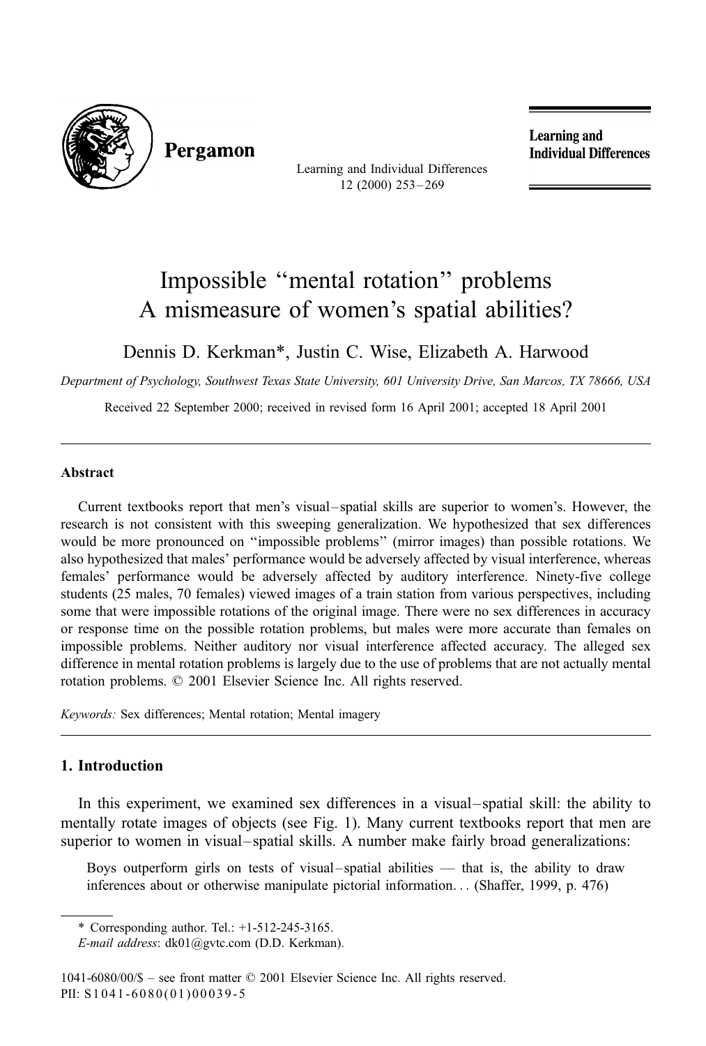# Impossible "mental rotation" problems
# A mismeasure of women's spatial abilities?

Dennis D. Kerkman*, Justin C. Wise, Elizabeth A. Harwood

*Department of Psychology, Southwest Texas State University, 601 University Drive, San Marcos, TX 78666, USA*

Received 22 September 2000; received in revised form 16 April 2001; accepted 18 April 2001

---

## Abstract

Current textbooks report that men's visual–spatial skills are superior to women's. However, the research is not consistent with this sweeping generalization. We hypothesized that sex differences would be more pronounced on "impossible problems" (mirror images) than possible rotations. We also hypothesized that males' performance would be adversely affected by visual interference, whereas females' performance would be adversely affected by auditory interference. Ninety-five college students (25 males, 70 females) viewed images of a train station from various perspectives, including some that were impossible rotations of the original image. There were no sex differences in accuracy or response time on the possible rotation problems, but males were more accurate than females on impossible problems. Neither auditory nor visual interference affected accuracy. The alleged sex difference in mental rotation problems is largely due to the use of problems that are not actually mental rotation problems. © 2001 Elsevier Science Inc. All rights reserved.

*Keywords:* Sex differences; Mental rotation; Mental imagery

---

## 1. Introduction

In this experiment, we examined sex differences in a visual–spatial skill: the ability to mentally rotate images of objects (see Fig. 1). Many current textbooks report that men are superior to women in visual–spatial skills. A number make fairly broad generalizations:

> Boys outperform girls on tests of visual–spatial abilities — that is, the ability to draw inferences about or otherwise manipulate pictorial information... (Shaffer, 1999, p. 476)

---

\* Corresponding author. Tel.: +1-512-245-3165.
*E-mail address*: dk01@gvtc.com (D.D. Kerkman).

1041-6080/00/$ – see front matter © 2001 Elsevier Science Inc. All rights reserved.
PII: S1041-6080(01)00039-5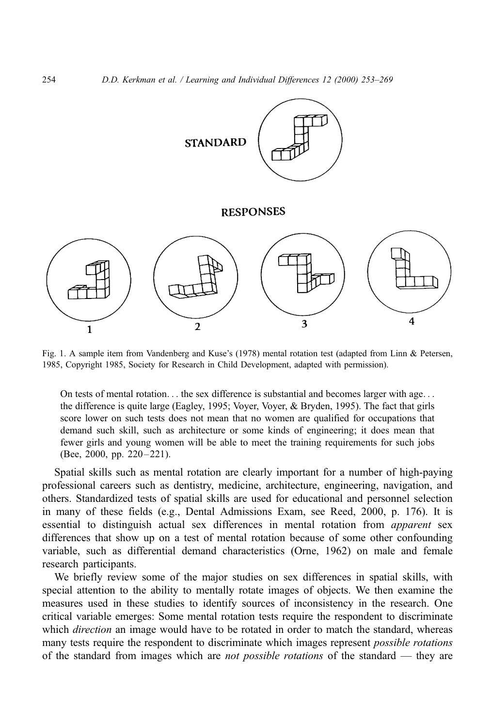STANDARD

RESPONSES

1 2 3 4

Fig. 1. A sample item from Vandenberg and Kuse's (1978) mental rotation test (adapted from Linn & Petersen, 1985, Copyright 1985, Society for Research in Child Development, adapted with permission).

> On tests of mental rotation... the sex difference is substantial and becomes larger with age... the difference is quite large (Eagley, 1995; Voyer, Voyer, & Bryden, 1995). The fact that girls score lower on such tests does not mean that no women are qualified for occupations that demand such skill, such as architecture or some kinds of engineering; it does mean that fewer girls and young women will be able to meet the training requirements for such jobs (Bee, 2000, pp. 220–221).

Spatial skills such as mental rotation are clearly important for a number of high-paying professional careers such as dentistry, medicine, architecture, engineering, navigation, and others. Standardized tests of spatial skills are used for educational and personnel selection in many of these fields (e.g., Dental Admissions Exam, see Reed, 2000, p. 176). It is essential to distinguish actual sex differences in mental rotation from *apparent* sex differences that show up on a test of mental rotation because of some other confounding variable, such as differential demand characteristics (Orne, 1962) on male and female research participants.

We briefly review some of the major studies on sex differences in spatial skills, with special attention to the ability to mentally rotate images of objects. We then examine the measures used in these studies to identify sources of inconsistency in the research. One critical variable emerges: Some mental rotation tests require the respondent to discriminate which *direction* an image would have to be rotated in order to match the standard, whereas many tests require the respondent to discriminate which images represent *possible rotations* of the standard from images which are *not possible rotations* of the standard — they are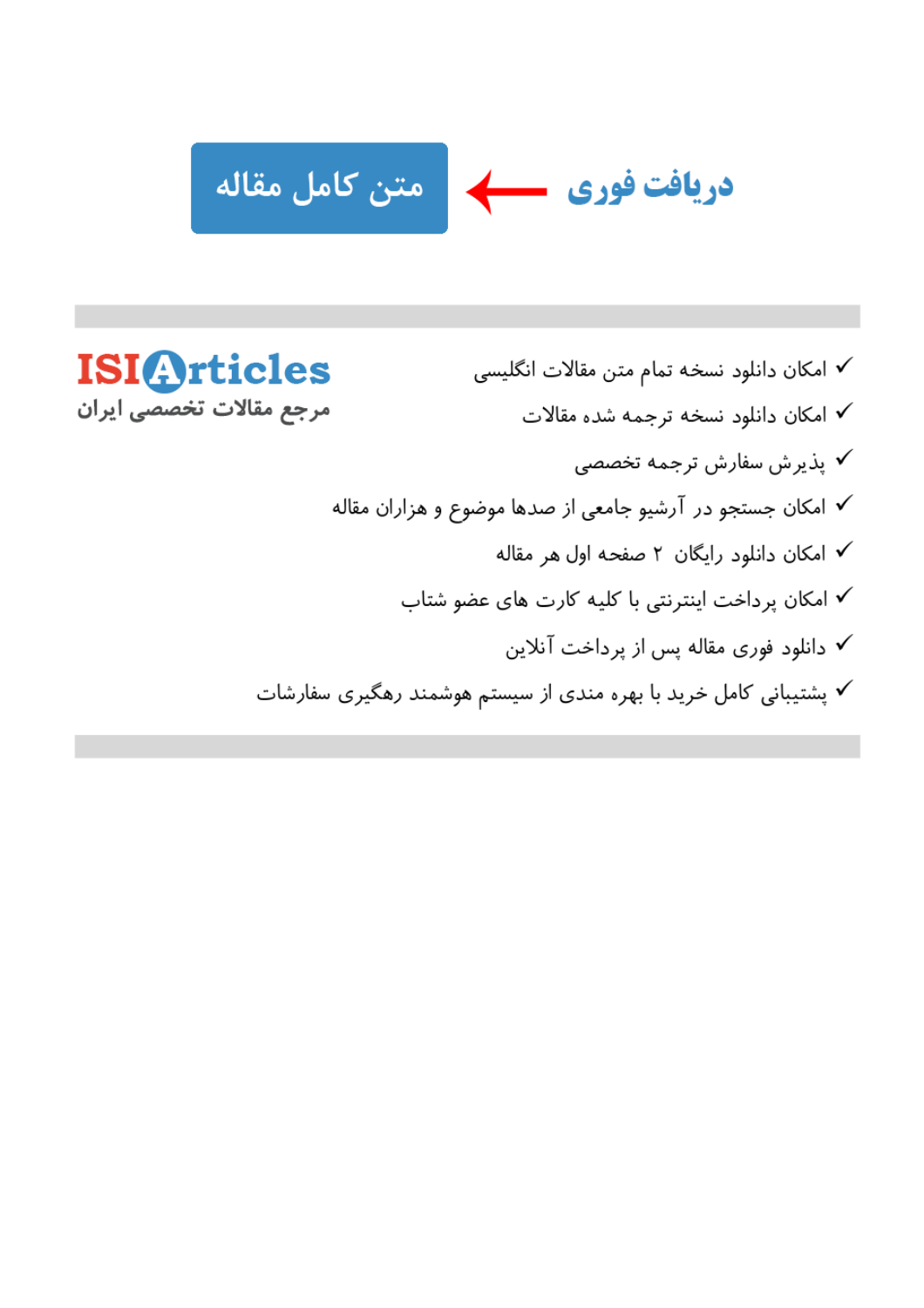دریافت فوری ← متن کامل مقاله

**ISIArticles**
مرجع مقالات تخصصی ایران

- ✓ امکان دانلود نسخه تمام متن مقالات انگلیسی
- ✓ امکان دانلود نسخه ترجمه شده مقالات
- ✓ پذیرش سفارش ترجمه تخصصی
- ✓ امکان جستجو در آرشیو جامعی از صدها موضوع و هزاران مقاله
- ✓ امکان دانلود رایگان ۲ صفحه اول هر مقاله
- ✓ امکان پرداخت اینترنتی با کلیه کارت های عضو شتاب
- ✓ دانلود فوری مقاله پس از پرداخت آنلاین
- ✓ پشتیبانی کامل خرید با بهره مندی از سیستم هوشمند رهگیری سفارشات